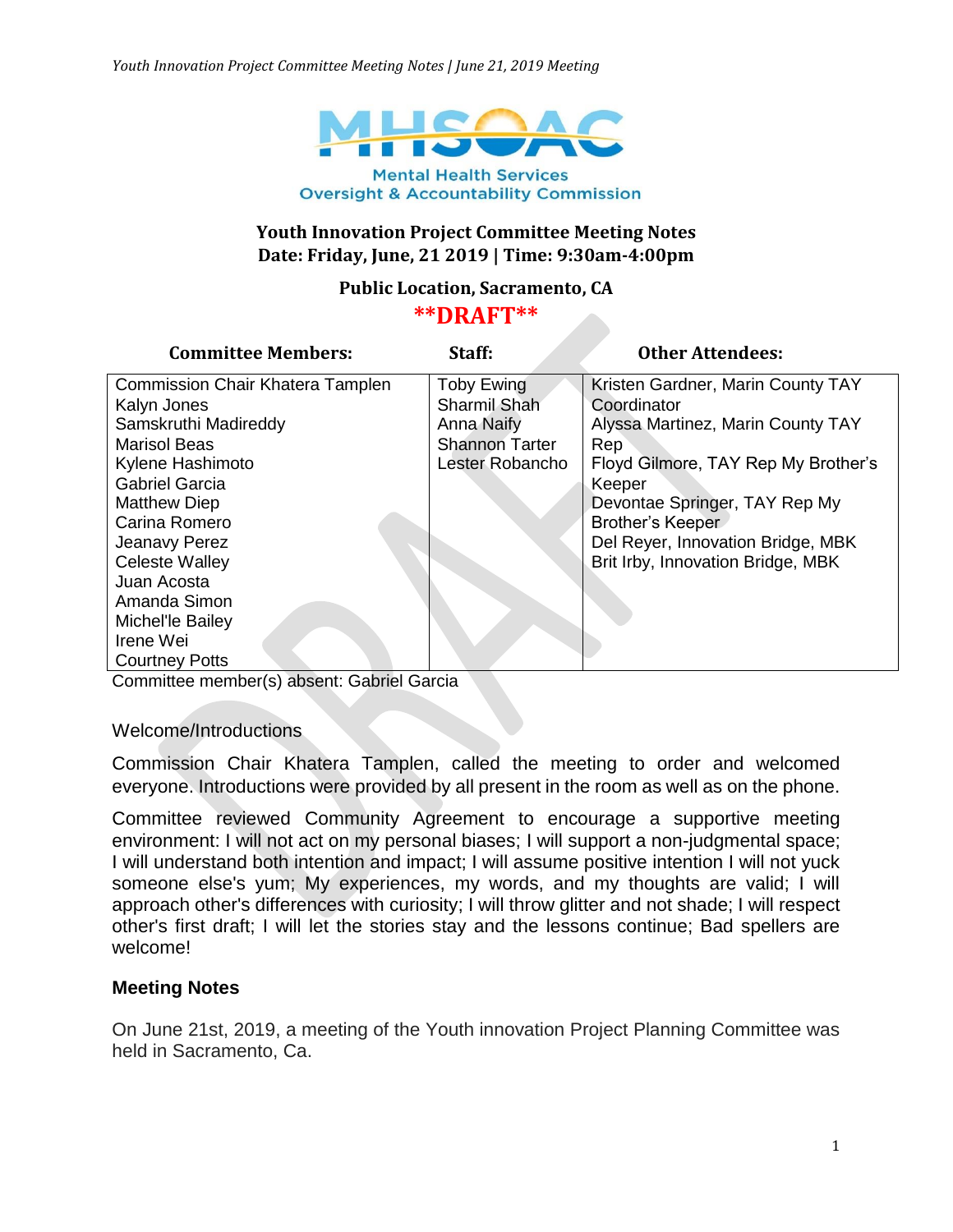Mental Health Services Oversight & Accountability Commission

**Youth Innovation Project Committee Meeting Notes**
**Date: Friday, June, 21 2019 | Time: 9:30am-4:00pm**

**Public Location, Sacramento, CA**

**\*\*DRAFT\*\***

| Committee Members: | Staff: | Other Attendees: |
| --- | --- | --- |
| Commission Chair Khatera Tamplen<br>Kalyn Jones<br>Samskruthi Madireddy<br>Marisol Beas<br>Kylene Hashimoto<br>Gabriel Garcia<br>Matthew Diep<br>Carina Romero<br>Jeanavy Perez<br>Celeste Walley<br>Juan Acosta<br>Amanda Simon<br>Michel'le Bailey<br>Irene Wei<br>Courtney Potts | Toby Ewing<br>Sharmil Shah<br>Anna Naify<br>Shannon Tarter<br>Lester Robancho | Kristen Gardner, Marin County TAY Coordinator<br>Alyssa Martinez, Marin County TAY Rep<br>Floyd Gilmore, TAY Rep My Brother's Keeper<br>Devontae Springer, TAY Rep My Brother's Keeper<br>Del Reyer, Innovation Bridge, MBK<br>Brit Irby, Innovation Bridge, MBK |

Committee member(s) absent: Gabriel Garcia

Welcome/Introductions

Commission Chair Khatera Tamplen, called the meeting to order and welcomed everyone. Introductions were provided by all present in the room as well as on the phone.

Committee reviewed Community Agreement to encourage a supportive meeting environment: I will not act on my personal biases; I will support a non-judgmental space; I will understand both intention and impact; I will assume positive intention I will not yuck someone else's yum; My experiences, my words, and my thoughts are valid; I will approach other's differences with curiosity; I will throw glitter and not shade; I will respect other's first draft; I will let the stories stay and the lessons continue; Bad spellers are welcome!

## Meeting Notes

On June 21st, 2019, a meeting of the Youth innovation Project Planning Committee was held in Sacramento, Ca.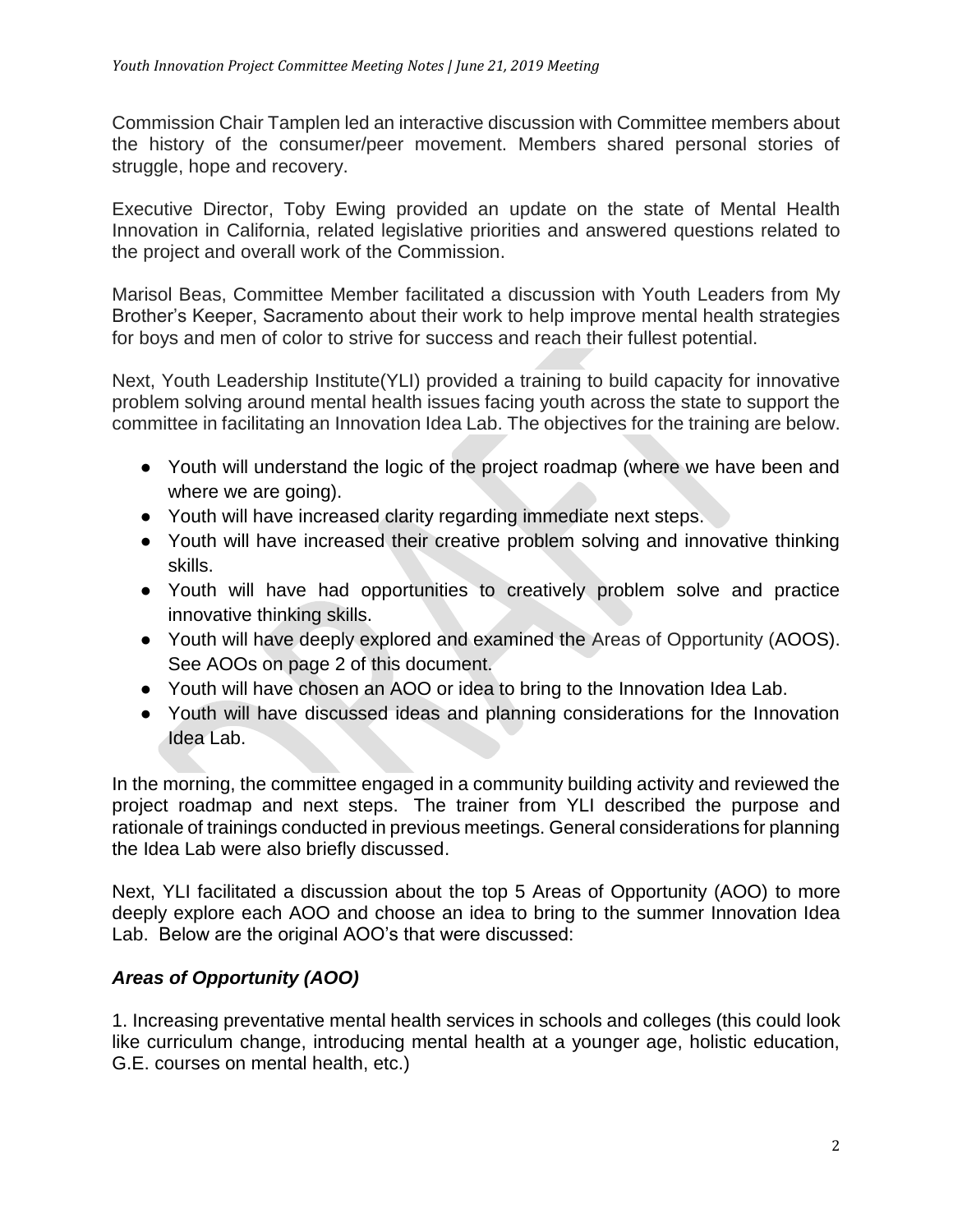Commission Chair Tamplen led an interactive discussion with Committee members about the history of the consumer/peer movement. Members shared personal stories of struggle, hope and recovery.

Executive Director, Toby Ewing provided an update on the state of Mental Health Innovation in California, related legislative priorities and answered questions related to the project and overall work of the Commission.

Marisol Beas, Committee Member facilitated a discussion with Youth Leaders from My Brother's Keeper, Sacramento about their work to help improve mental health strategies for boys and men of color to strive for success and reach their fullest potential.

Next, Youth Leadership Institute(YLI) provided a training to build capacity for innovative problem solving around mental health issues facing youth across the state to support the committee in facilitating an Innovation Idea Lab. The objectives for the training are below.

- Youth will understand the logic of the project roadmap (where we have been and where we are going).
- Youth will have increased clarity regarding immediate next steps.
- Youth will have increased their creative problem solving and innovative thinking skills.
- Youth will have had opportunities to creatively problem solve and practice innovative thinking skills.
- Youth will have deeply explored and examined the Areas of Opportunity (AOOS). See AOOs on page 2 of this document.
- Youth will have chosen an AOO or idea to bring to the Innovation Idea Lab.
- Youth will have discussed ideas and planning considerations for the Innovation Idea Lab.

In the morning, the committee engaged in a community building activity and reviewed the project roadmap and next steps. The trainer from YLI described the purpose and rationale of trainings conducted in previous meetings. General considerations for planning the Idea Lab were also briefly discussed.

Next, YLI facilitated a discussion about the top 5 Areas of Opportunity (AOO) to more deeply explore each AOO and choose an idea to bring to the summer Innovation Idea Lab. Below are the original AOO's that were discussed:

### ***Areas of Opportunity (AOO)***

1. Increasing preventative mental health services in schools and colleges (this could look like curriculum change, introducing mental health at a younger age, holistic education, G.E. courses on mental health, etc.)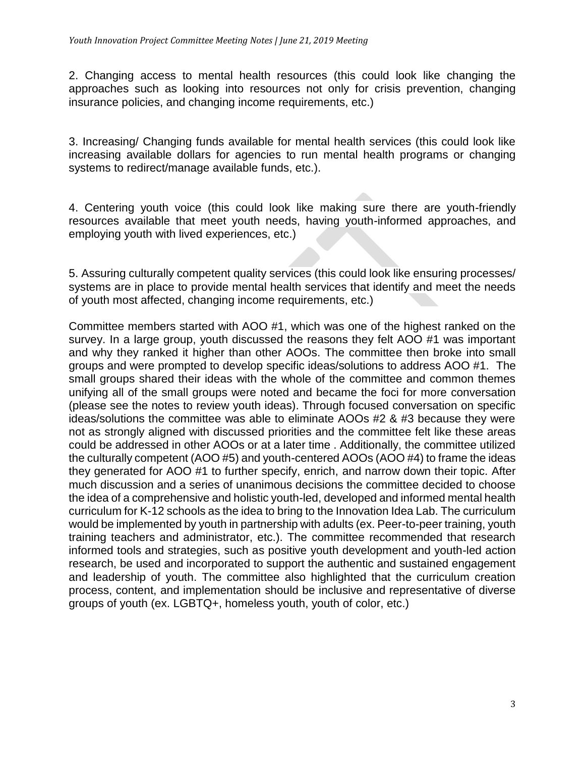2. Changing access to mental health resources (this could look like changing the approaches such as looking into resources not only for crisis prevention, changing insurance policies, and changing income requirements, etc.)

3. Increasing/ Changing funds available for mental health services (this could look like increasing available dollars for agencies to run mental health programs or changing systems to redirect/manage available funds, etc.).

4. Centering youth voice (this could look like making sure there are youth-friendly resources available that meet youth needs, having youth-informed approaches, and employing youth with lived experiences, etc.)

5. Assuring culturally competent quality services (this could look like ensuring processes/ systems are in place to provide mental health services that identify and meet the needs of youth most affected, changing income requirements, etc.)

Committee members started with AOO #1, which was one of the highest ranked on the survey. In a large group, youth discussed the reasons they felt AOO #1 was important and why they ranked it higher than other AOOs. The committee then broke into small groups and were prompted to develop specific ideas/solutions to address AOO #1. The small groups shared their ideas with the whole of the committee and common themes unifying all of the small groups were noted and became the foci for more conversation (please see the notes to review youth ideas). Through focused conversation on specific ideas/solutions the committee was able to eliminate AOOs #2 & #3 because they were not as strongly aligned with discussed priorities and the committee felt like these areas could be addressed in other AOOs or at a later time . Additionally, the committee utilized the culturally competent (AOO #5) and youth-centered AOOs (AOO #4) to frame the ideas they generated for AOO #1 to further specify, enrich, and narrow down their topic. After much discussion and a series of unanimous decisions the committee decided to choose the idea of a comprehensive and holistic youth-led, developed and informed mental health curriculum for K-12 schools as the idea to bring to the Innovation Idea Lab. The curriculum would be implemented by youth in partnership with adults (ex. Peer-to-peer training, youth training teachers and administrator, etc.). The committee recommended that research informed tools and strategies, such as positive youth development and youth-led action research, be used and incorporated to support the authentic and sustained engagement and leadership of youth. The committee also highlighted that the curriculum creation process, content, and implementation should be inclusive and representative of diverse groups of youth (ex. LGBTQ+, homeless youth, youth of color, etc.)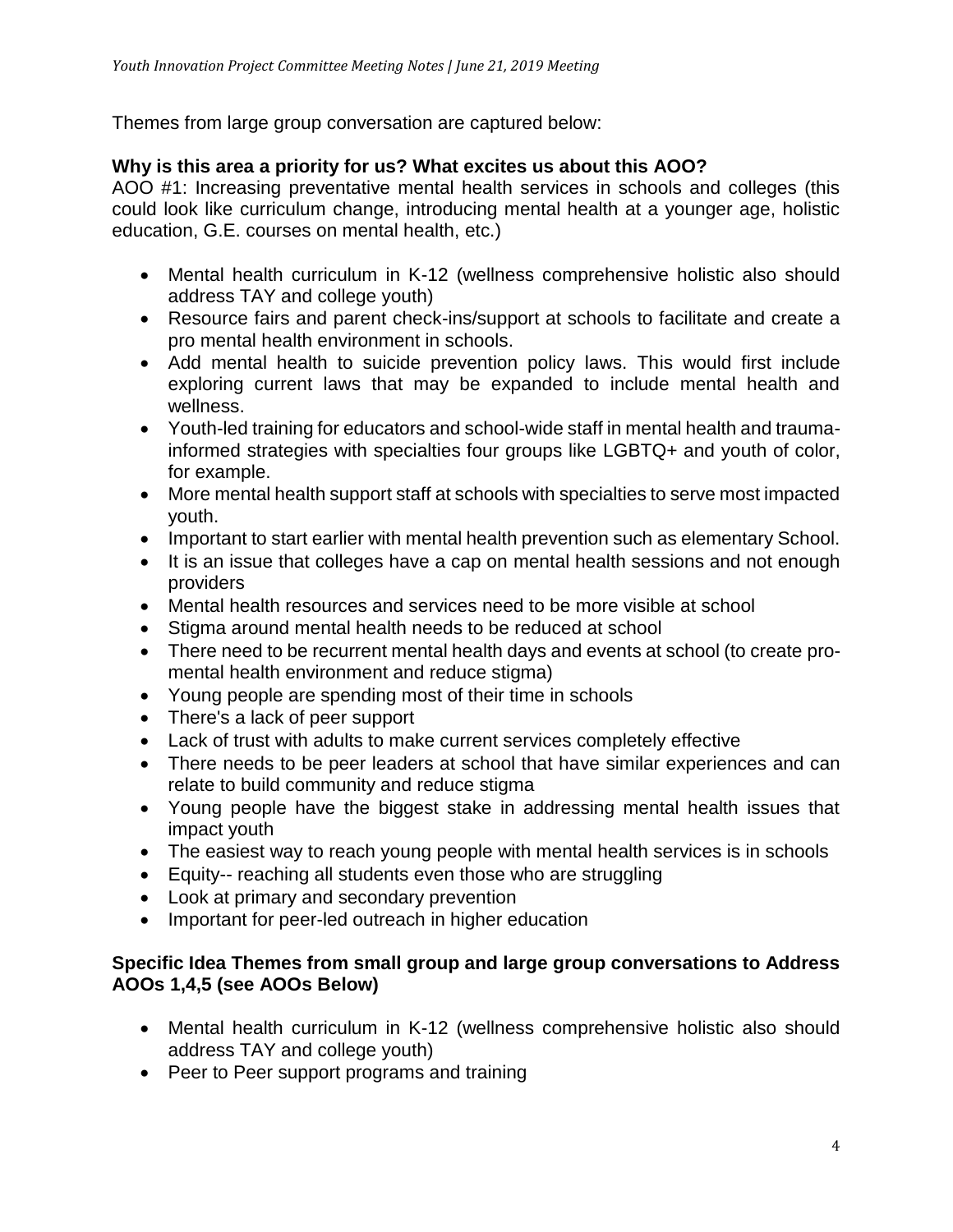Themes from large group conversation are captured below:

**Why is this area a priority for us? What excites us about this AOO?**

AOO #1: Increasing preventative mental health services in schools and colleges (this could look like curriculum change, introducing mental health at a younger age, holistic education, G.E. courses on mental health, etc.)

- Mental health curriculum in K-12 (wellness comprehensive holistic also should address TAY and college youth)
- Resource fairs and parent check-ins/support at schools to facilitate and create a pro mental health environment in schools.
- Add mental health to suicide prevention policy laws. This would first include exploring current laws that may be expanded to include mental health and wellness.
- Youth-led training for educators and school-wide staff in mental health and trauma-informed strategies with specialties four groups like LGBTQ+ and youth of color, for example.
- More mental health support staff at schools with specialties to serve most impacted youth.
- Important to start earlier with mental health prevention such as elementary School.
- It is an issue that colleges have a cap on mental health sessions and not enough providers
- Mental health resources and services need to be more visible at school
- Stigma around mental health needs to be reduced at school
- There need to be recurrent mental health days and events at school (to create pro-mental health environment and reduce stigma)
- Young people are spending most of their time in schools
- There's a lack of peer support
- Lack of trust with adults to make current services completely effective
- There needs to be peer leaders at school that have similar experiences and can relate to build community and reduce stigma
- Young people have the biggest stake in addressing mental health issues that impact youth
- The easiest way to reach young people with mental health services is in schools
- Equity-- reaching all students even those who are struggling
- Look at primary and secondary prevention
- Important for peer-led outreach in higher education

**Specific Idea Themes from small group and large group conversations to Address AOOs 1,4,5 (see AOOs Below)**

- Mental health curriculum in K-12 (wellness comprehensive holistic also should address TAY and college youth)
- Peer to Peer support programs and training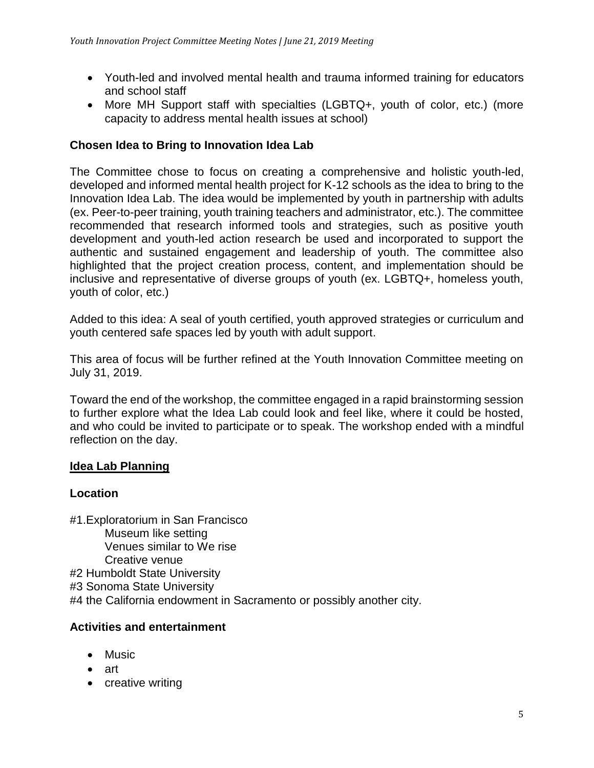- Youth-led and involved mental health and trauma informed training for educators and school staff
- More MH Support staff with specialties (LGBTQ+, youth of color, etc.) (more capacity to address mental health issues at school)

### Chosen Idea to Bring to Innovation Idea Lab

The Committee chose to focus on creating a comprehensive and holistic youth-led, developed and informed mental health project for K-12 schools as the idea to bring to the Innovation Idea Lab. The idea would be implemented by youth in partnership with adults (ex. Peer-to-peer training, youth training teachers and administrator, etc.). The committee recommended that research informed tools and strategies, such as positive youth development and youth-led action research be used and incorporated to support the authentic and sustained engagement and leadership of youth. The committee also highlighted that the project creation process, content, and implementation should be inclusive and representative of diverse groups of youth (ex. LGBTQ+, homeless youth, youth of color, etc.)

Added to this idea: A seal of youth certified, youth approved strategies or curriculum and youth centered safe spaces led by youth with adult support.

This area of focus will be further refined at the Youth Innovation Committee meeting on July 31, 2019.

Toward the end of the workshop, the committee engaged in a rapid brainstorming session to further explore what the Idea Lab could look and feel like, where it could be hosted, and who could be invited to participate or to speak. The workshop ended with a mindful reflection on the day.

### <u>Idea Lab Planning</u>

### Location

#1.Exploratorium in San Francisco
  Museum like setting
  Venues similar to We rise
  Creative venue
#2 Humboldt State University
#3 Sonoma State University
#4 the California endowment in Sacramento or possibly another city.

### Activities and entertainment

- Music
- art
- creative writing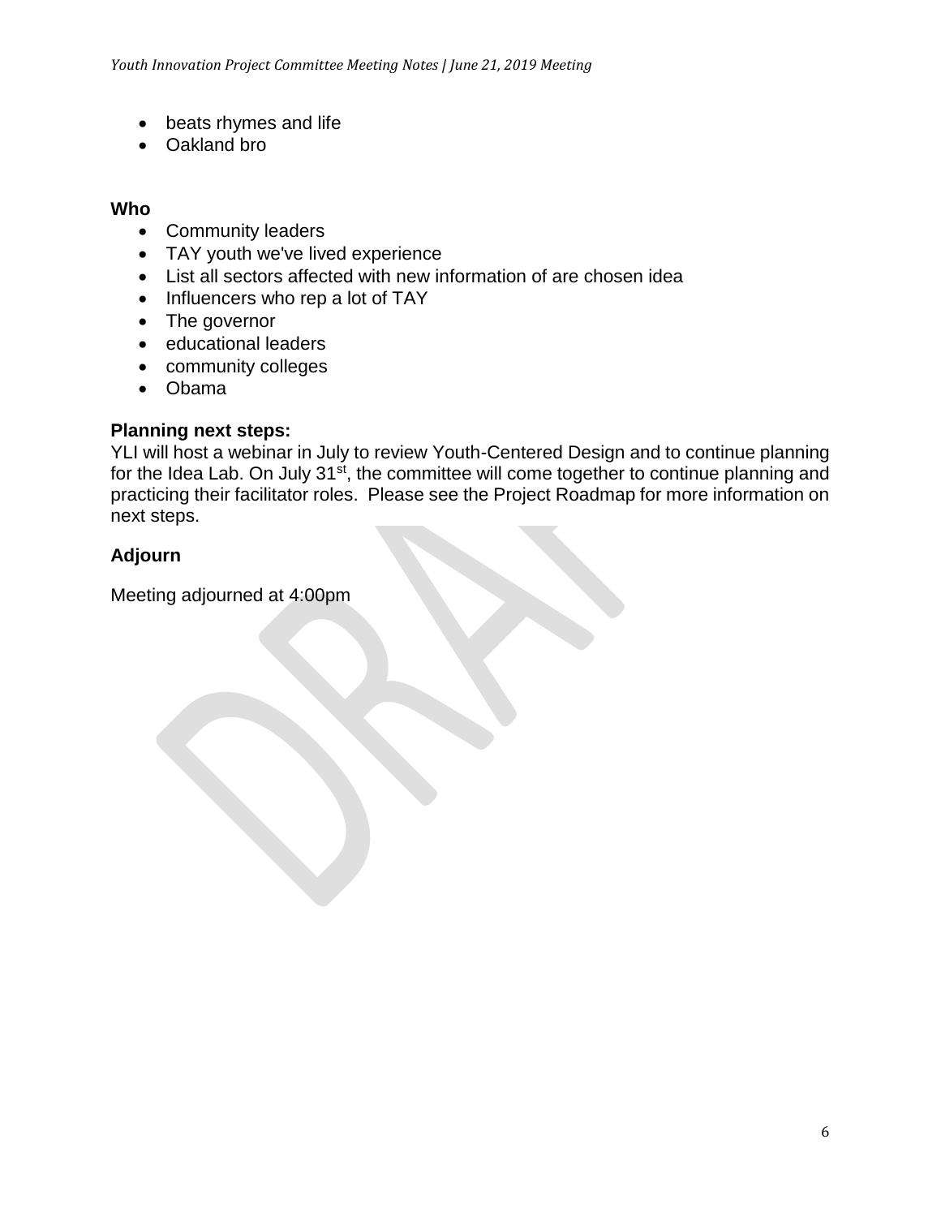- beats rhymes and life
- Oakland bro

**Who**

- Community leaders
- TAY youth we've lived experience
- List all sectors affected with new information of are chosen idea
- Influencers who rep a lot of TAY
- The governor
- educational leaders
- community colleges
- Obama

**Planning next steps:**

YLI will host a webinar in July to review Youth-Centered Design and to continue planning for the Idea Lab. On July 31st, the committee will come together to continue planning and practicing their facilitator roles. Please see the Project Roadmap for more information on next steps.

**Adjourn**

Meeting adjourned at 4:00pm